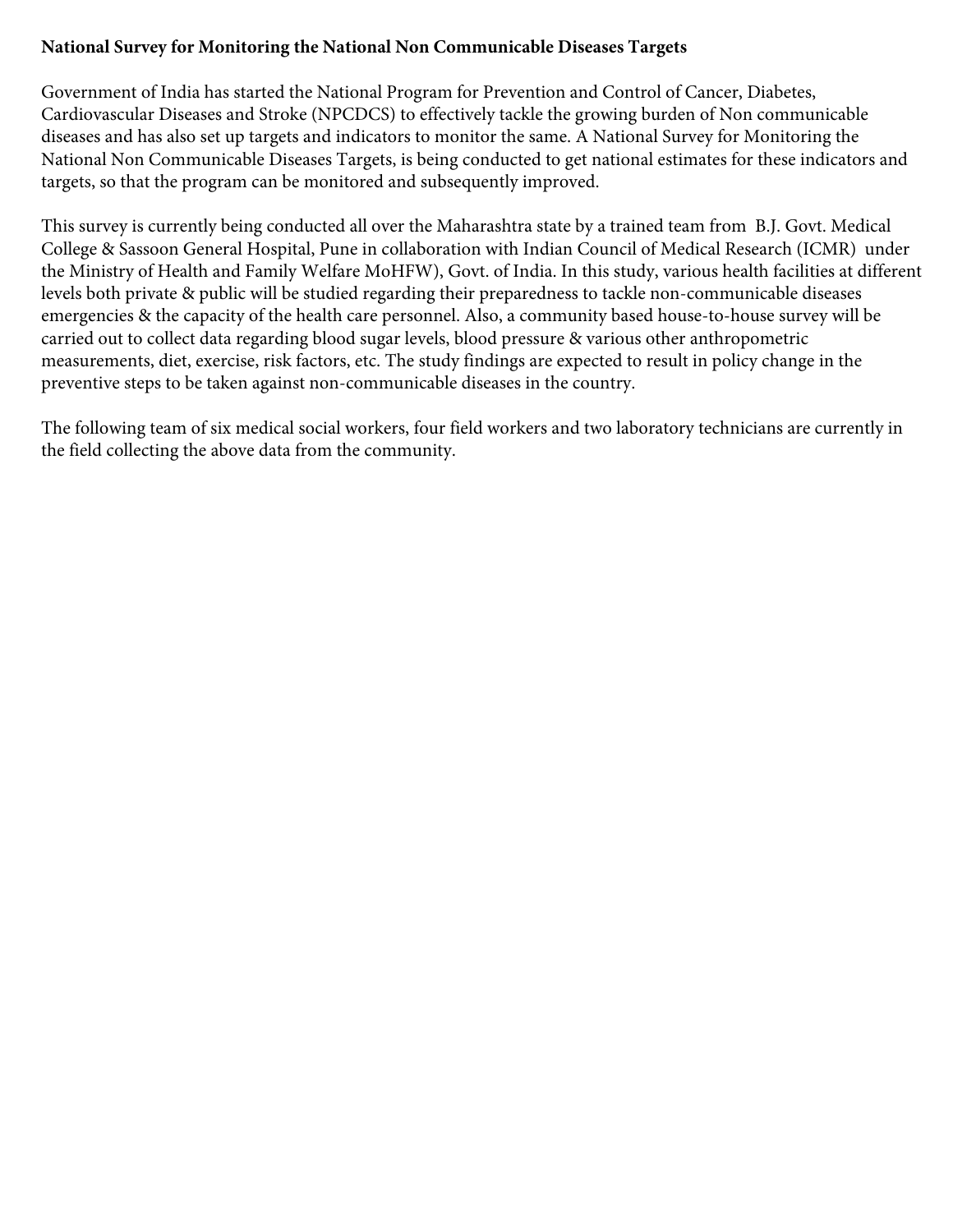**National Survey for Monitoring the National Non Communicable Diseases Targets**

Government of India has started the National Program for Prevention and Control of Cancer, Diabetes, Cardiovascular Diseases and Stroke (NPCDCS) to effectively tackle the growing burden of Non communicable diseases and has also set up targets and indicators to monitor the same. A National Survey for Monitoring the National Non Communicable Diseases Targets, is being conducted to get national estimates for these indicators and targets, so that the program can be monitored and subsequently improved.

This survey is currently being conducted all over the Maharashtra state by a trained team from B.J. Govt. Medical College & Sassoon General Hospital, Pune in collaboration with Indian Council of Medical Research (ICMR) under the Ministry of Health and Family Welfare MoHFW), Govt. of India. In this study, various health facilities at different levels both private & public will be studied regarding their preparedness to tackle non-communicable diseases emergencies & the capacity of the health care personnel. Also, a community based house-to-house survey will be carried out to collect data regarding blood sugar levels, blood pressure & various other anthropometric measurements, diet, exercise, risk factors, etc. The study findings are expected to result in policy change in the preventive steps to be taken against non-communicable diseases in the country.

The following team of six medical social workers, four field workers and two laboratory technicians are currently in the field collecting the above data from the community.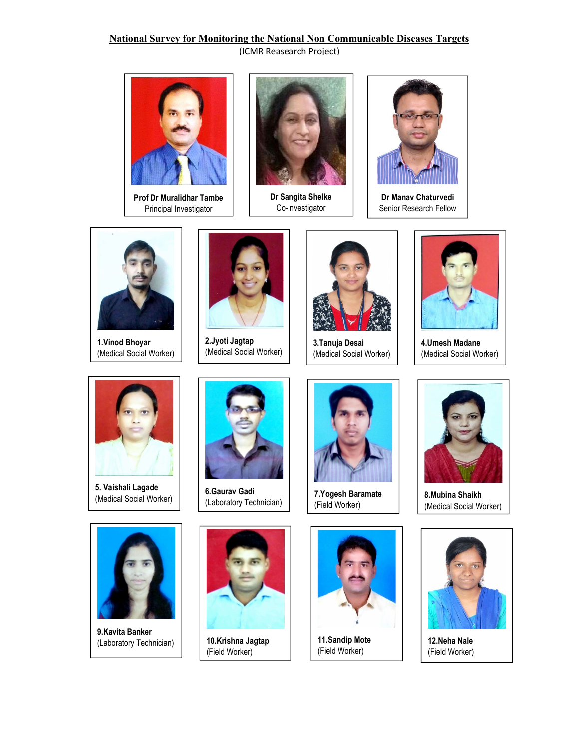**National Survey for Monitoring the National Non Communicable Diseases Targets**

(ICMR Reasearch Project)

**Prof Dr Muralidhar Tambe**
Principal Investigator

**Dr Sangita Shelke**
Co-Investigator

**Dr Manav Chaturvedi**
Senior Research Fellow

**1.Vinod Bhoyar**
(Medical Social Worker)

**2.Jyoti Jagtap**
(Medical Social Worker)

**3.Tanuja Desai**
(Medical Social Worker)

**4.Umesh Madane**
(Medical Social Worker)

**5. Vaishali Lagade**
(Medical Social Worker)

**6.Gaurav Gadi**
(Laboratory Technician)

**7.Yogesh Baramate**
(Field Worker)

**8.Mubina Shaikh**
(Medical Social Worker)

**9.Kavita Banker**
(Laboratory Technician)

**10.Krishna Jagtap**
(Field Worker)

**11.Sandip Mote**
(Field Worker)

**12.Neha Nale**
(Field Worker)